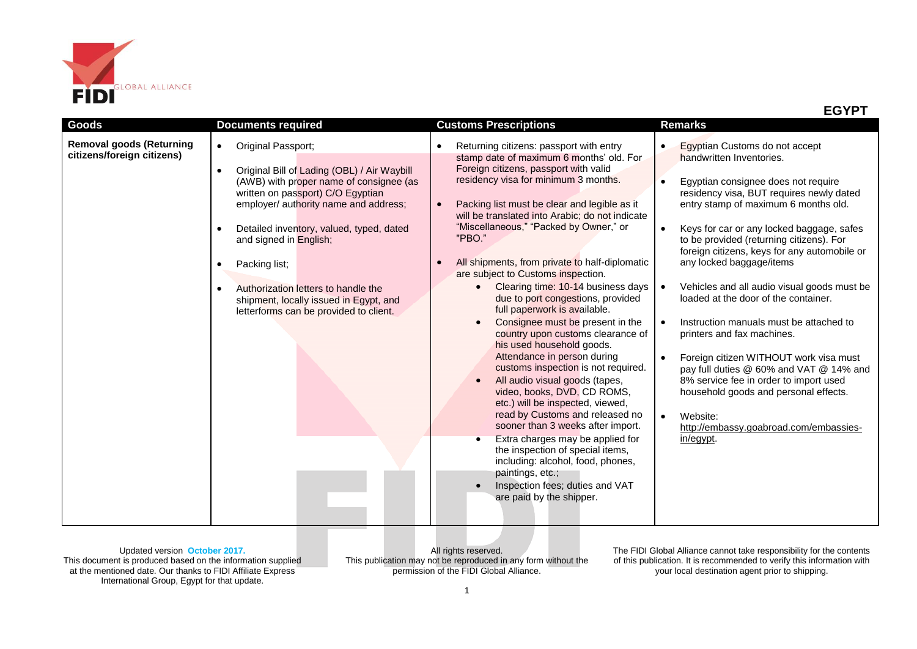# EGYPT

| Goods | Documents required | Customs Prescriptions | Remarks |
|---|---|---|---|
| **Removal goods (Returning citizens/foreign citizens)** | • Original Passport;<br><br>• Original Bill of Lading (OBL) / Air Waybill (AWB) with proper name of consignee (as written on passport) C/O Egyptian employer/ authority name and address;<br><br>• Detailed inventory, valued, typed, dated and signed in English;<br><br>• Packing list;<br><br>• Authorization letters to handle the shipment, locally issued in Egypt, and letterforms can be provided to client. | • Returning citizens: passport with entry stamp date of maximum 6 months' old. For Foreign citizens, passport with valid residency visa for minimum 3 months.<br><br>• Packing list must be clear and legible as it will be translated into Arabic; do not indicate "Miscellaneous," "Packed by Owner," or "PBO."<br><br>• All shipments, from private to half-diplomatic are subject to Customs inspection.<br>  ◦ Clearing time: 10-14 business days due to port congestions, provided full paperwork is available.<br>  ◦ Consignee must be present in the country upon customs clearance of his used household goods. Attendance in person during customs inspection is not required.<br>  ◦ All audio visual goods (tapes, video, books, DVD, CD ROMS, etc.) will be inspected, viewed, read by Customs and released no sooner than 3 weeks after import.<br>  ◦ Extra charges may be applied for the inspection of special items, including: alcohol, food, phones, paintings, etc.;<br>  ◦ Inspection fees; duties and VAT are paid by the shipper. | • Egyptian Customs do not accept handwritten Inventories.<br><br>• Egyptian consignee does not require residency visa, BUT requires newly dated entry stamp of maximum 6 months old.<br><br>• Keys for car or any locked baggage, safes to be provided (returning citizens). For foreign citizens, keys for any automobile or any locked baggage/items<br><br>• Vehicles and all audio visual goods must be loaded at the door of the container.<br><br>• Instruction manuals must be attached to printers and fax machines.<br><br>• Foreign citizen WITHOUT work visa must pay full duties @ 60% and VAT @ 14% and 8% service fee in order to import used household goods and personal effects.<br><br>• Website: http://embassy.goabroad.com/embassies-in/egypt. |

Updated version **October 2017.** This document is produced based on the information supplied at the mentioned date. Our thanks to FIDI Affiliate Express International Group, Egypt for that update.

All rights reserved. This publication may not be reproduced in any form without the permission of the FIDI Global Alliance.

The FIDI Global Alliance cannot take responsibility for the contents of this publication. It is recommended to verify this information with your local destination agent prior to shipping.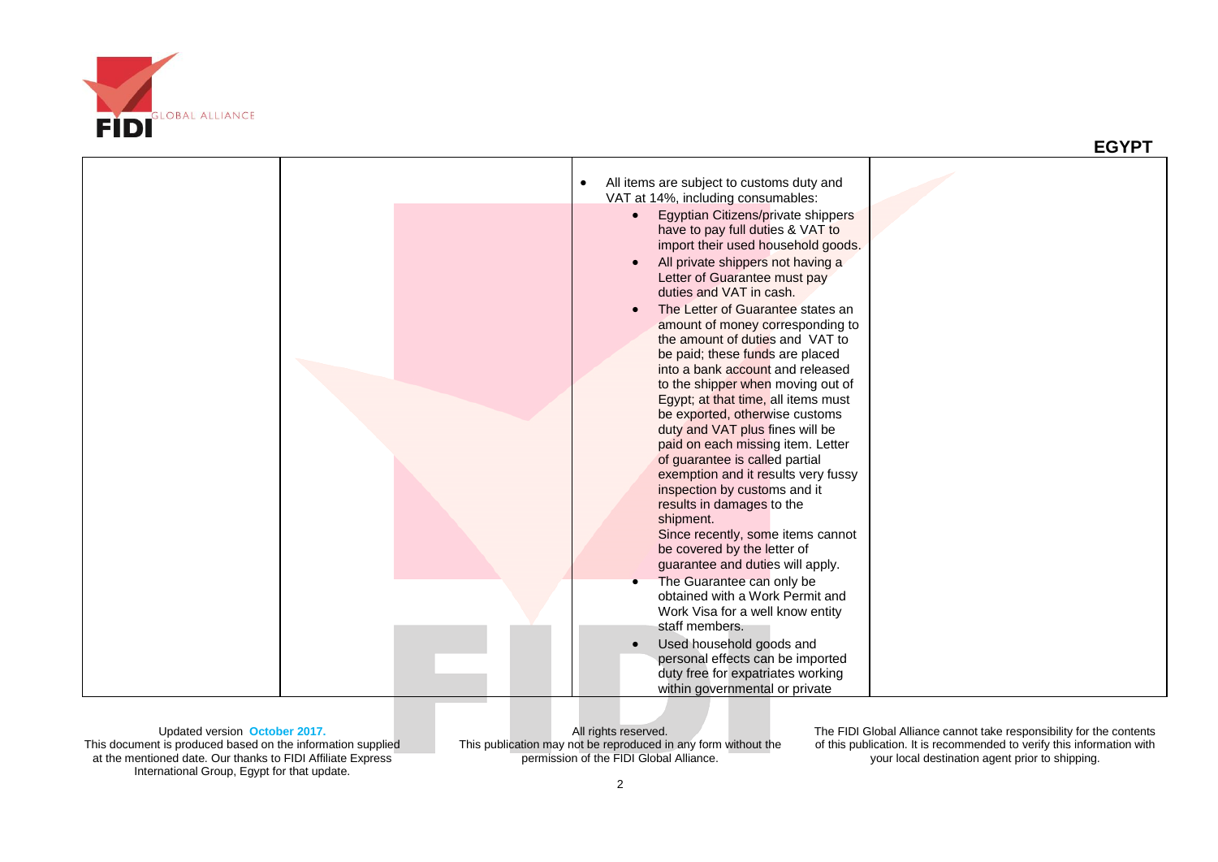| | | | |
|---|---|---|---|
| | | • All items are subject to customs duty and VAT at 14%, including consumables:<br>• Egyptian Citizens/private shippers have to pay full duties & VAT to import their used household goods.<br>• All private shippers not having a Letter of Guarantee must pay duties and VAT in cash.<br>• The Letter of Guarantee states an amount of money corresponding to the amount of duties and VAT to be paid; these funds are placed into a bank account and released to the shipper when moving out of Egypt; at that time, all items must be exported, otherwise customs duty and VAT plus fines will be paid on each missing item. Letter of guarantee is called partial exemption and it results very fussy inspection by customs and it results in damages to the shipment.<br>Since recently, some items cannot be covered by the letter of guarantee and duties will apply.<br>• The Guarantee can only be obtained with a Work Permit and Work Visa for a well know entity staff members.<br>• Used household goods and personal effects can be imported duty free for expatriates working within governmental or private | |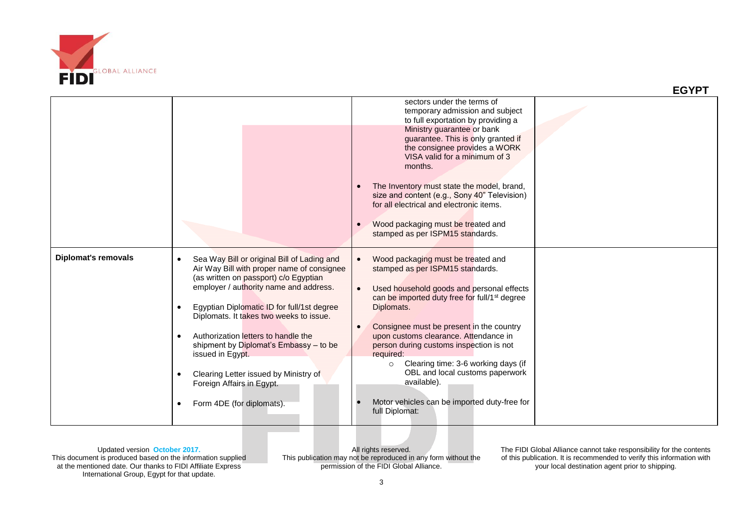| | | | |
|---|---|---|---|
| | | sectors under the terms of temporary admission and subject to full exportation by providing a Ministry guarantee or bank guarantee. This is only granted if the consignee provides a WORK VISA valid for a minimum of 3 months.<br><br>• The Inventory must state the model, brand, size and content (e.g., Sony 40" Television) for all electrical and electronic items.<br><br>• Wood packaging must be treated and stamped as per ISPM15 standards. | |
| **Diplomat's removals** | • Sea Way Bill or original Bill of Lading and Air Way Bill with proper name of consignee (as written on passport) c/o Egyptian employer / authority name and address.<br><br>• Egyptian Diplomatic ID for full/1st degree Diplomats. It takes two weeks to issue.<br><br>• Authorization letters to handle the shipment by Diplomat's Embassy – to be issued in Egypt.<br><br>• Clearing Letter issued by Ministry of Foreign Affairs in Egypt.<br><br>• Form 4DE (for diplomats). | • Wood packaging must be treated and stamped as per ISPM15 standards.<br><br>• Used household goods and personal effects can be imported duty free for full/1st degree Diplomats.<br><br>• Consignee must be present in the country upon customs clearance. Attendance in person during customs inspection is not required:<br>  ○ Clearing time: 3-6 working days (if OBL and local customs paperwork available).<br><br>• Motor vehicles can be imported duty-free for full Diplomat: | |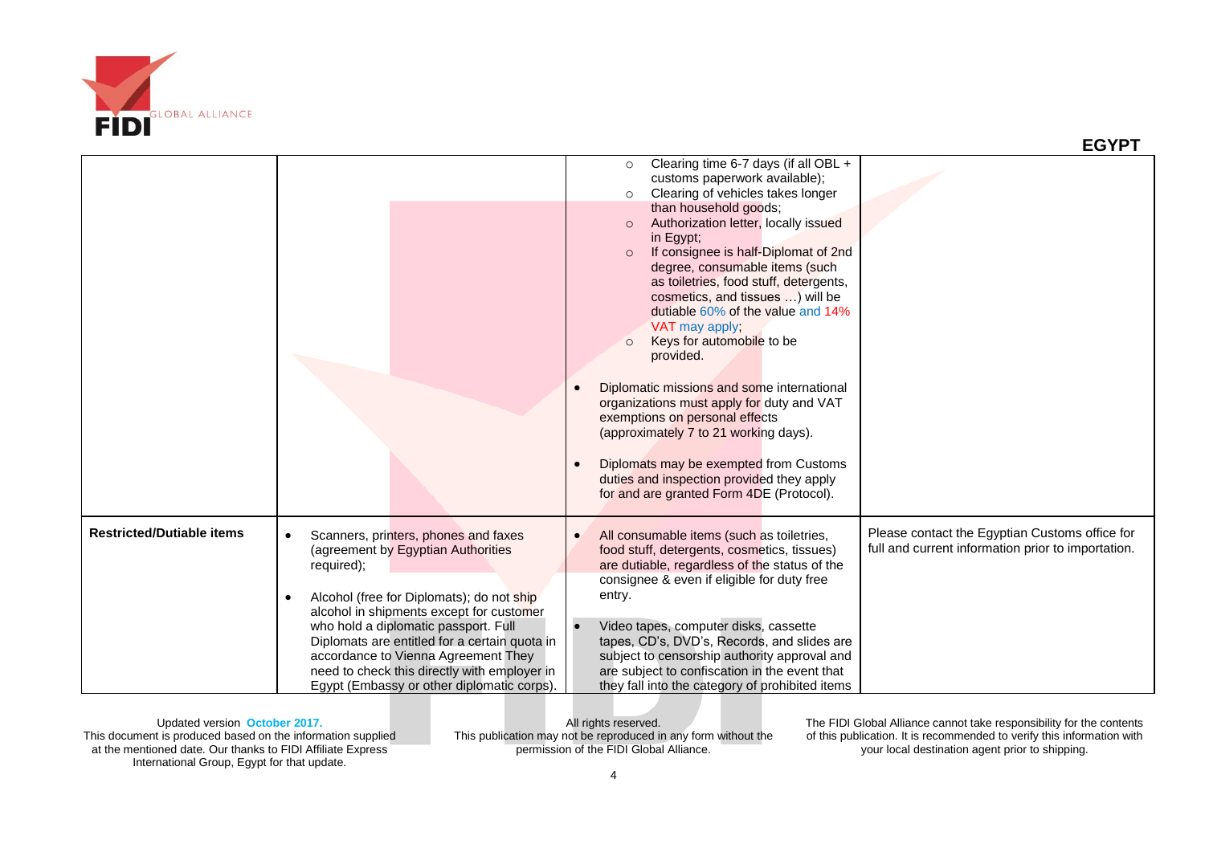## EGYPT

| | | | |
|---|---|---|---|
| | | ○ Clearing time 6-7 days (if all OBL + customs paperwork available);<br>○ Clearing of vehicles takes longer than household goods;<br>○ Authorization letter, locally issued in Egypt;<br>○ If consignee is half-Diplomat of 2nd degree, consumable items (such as toiletries, food stuff, detergents, cosmetics, and tissues …) will be dutiable 60% of the value and 14% VAT may apply;<br>○ Keys for automobile to be provided.<br><br>• Diplomatic missions and some international organizations must apply for duty and VAT exemptions on personal effects (approximately 7 to 21 working days).<br><br>• Diplomats may be exempted from Customs duties and inspection provided they apply for and are granted Form 4DE (Protocol). | |
| **Restricted/Dutiable items** | • Scanners, printers, phones and faxes (agreement by Egyptian Authorities required);<br><br>• Alcohol (free for Diplomats); do not ship alcohol in shipments except for customer who hold a diplomatic passport. Full Diplomats are entitled for a certain quota in accordance to Vienna Agreement They need to check this directly with employer in Egypt (Embassy or other diplomatic corps). | • All consumable items (such as toiletries, food stuff, detergents, cosmetics, tissues) are dutiable, regardless of the status of the consignee & even if eligible for duty free entry.<br><br>• Video tapes, computer disks, cassette tapes, CD's, DVD's, Records, and slides are subject to censorship authority approval and are subject to confiscation in the event that they fall into the category of prohibited items | Please contact the Egyptian Customs office for full and current information prior to importation. |

Updated version October 2017.
This document is produced based on the information supplied at the mentioned date. Our thanks to FIDI Affiliate Express International Group, Egypt for that update.

All rights reserved.
This publication may not be reproduced in any form without the permission of the FIDI Global Alliance.

The FIDI Global Alliance cannot take responsibility for the contents of this publication. It is recommended to verify this information with your local destination agent prior to shipping.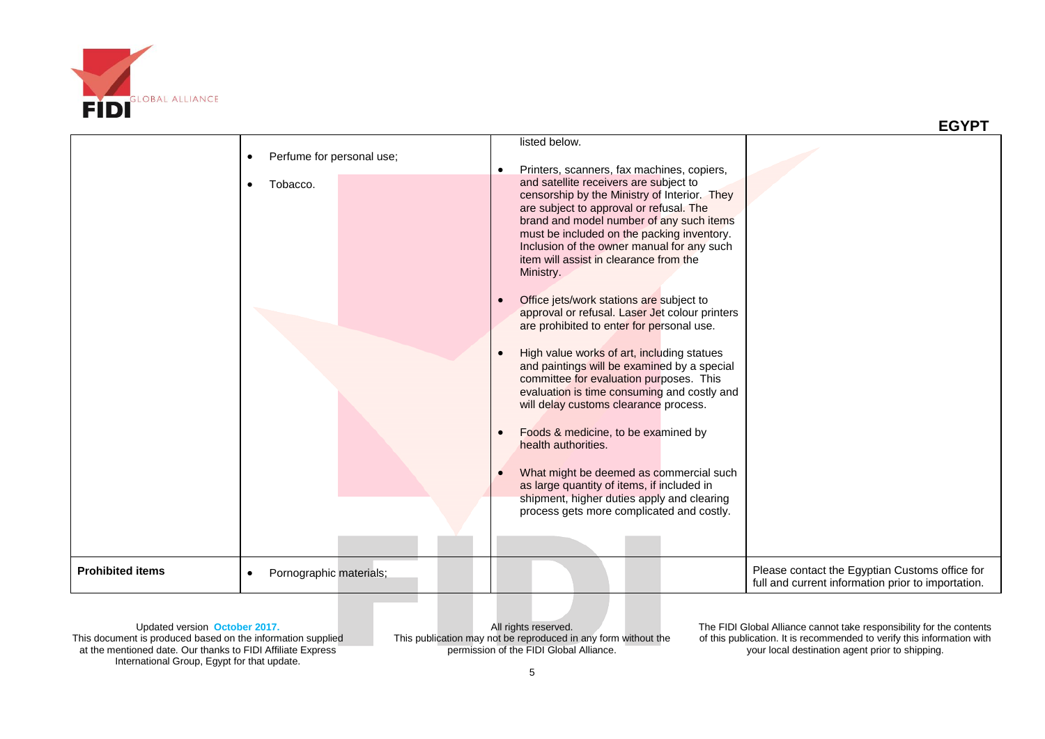| | | | |
|---|---|---|---|
| | • Perfume for personal use;<br>• Tobacco. | listed below.<br>• Printers, scanners, fax machines, copiers, and satellite receivers are subject to censorship by the Ministry of Interior. They are subject to approval or refusal. The brand and model number of any such items must be included on the packing inventory. Inclusion of the owner manual for any such item will assist in clearance from the Ministry.<br>• Office jets/work stations are subject to approval or refusal. Laser Jet colour printers are prohibited to enter for personal use.<br>• High value works of art, including statues and paintings will be examined by a special committee for evaluation purposes. This evaluation is time consuming and costly and will delay customs clearance process.<br>• Foods & medicine, to be examined by health authorities.<br>• What might be deemed as commercial such as large quantity of items, if included in shipment, higher duties apply and clearing process gets more complicated and costly. | |
| **Prohibited items** | • Pornographic materials; | | Please contact the Egyptian Customs office for full and current information prior to importation. |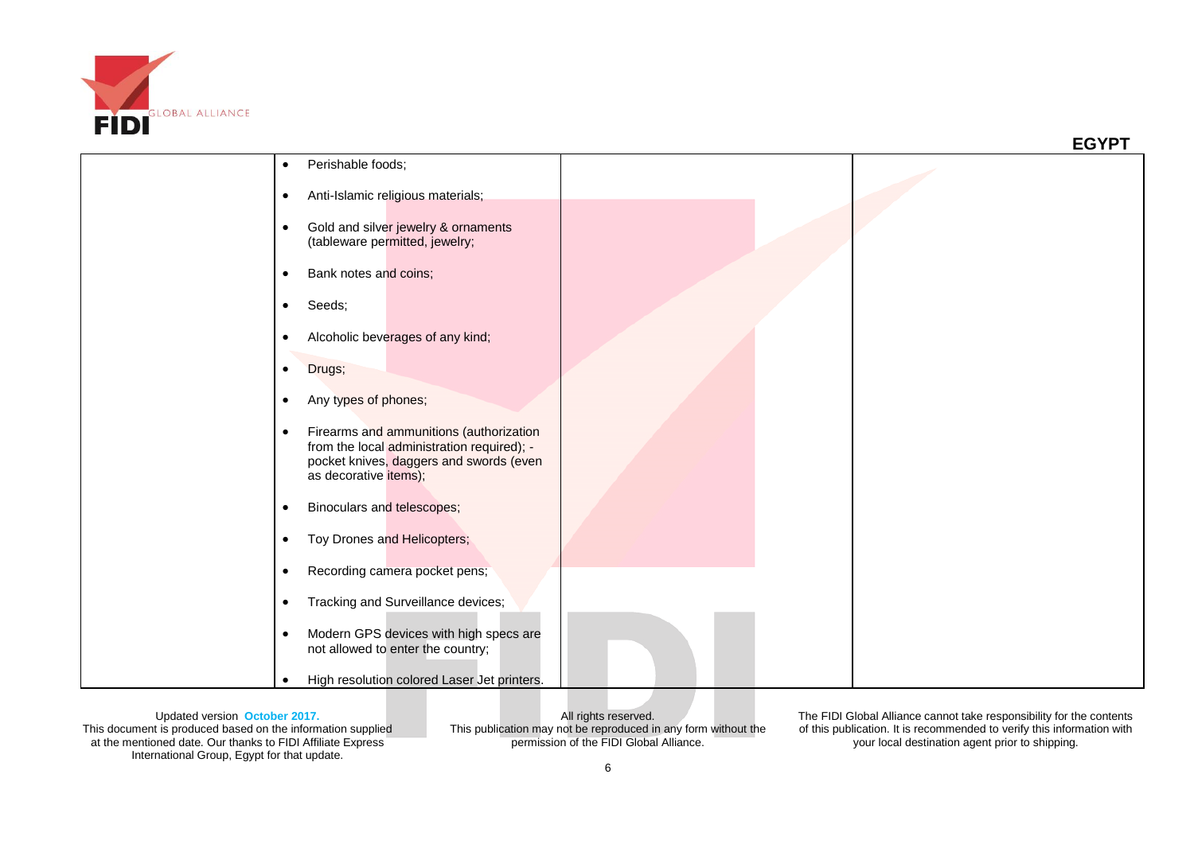| | | | |
|---|---|---|---|
| | • Perishable foods;<br>• Anti-Islamic religious materials;<br>• Gold and silver jewelry & ornaments (tableware permitted, jewelry;<br>• Bank notes and coins;<br>• Seeds;<br>• Alcoholic beverages of any kind;<br>• Drugs;<br>• Any types of phones;<br>• Firearms and ammunitions (authorization from the local administration required); - pocket knives, daggers and swords (even as decorative items);<br>• Binoculars and telescopes;<br>• Toy Drones and Helicopters;<br>• Recording camera pocket pens;<br>• Tracking and Surveillance devices;<br>• Modern GPS devices with high specs are not allowed to enter the country;<br>• High resolution colored Laser Jet printers. | | |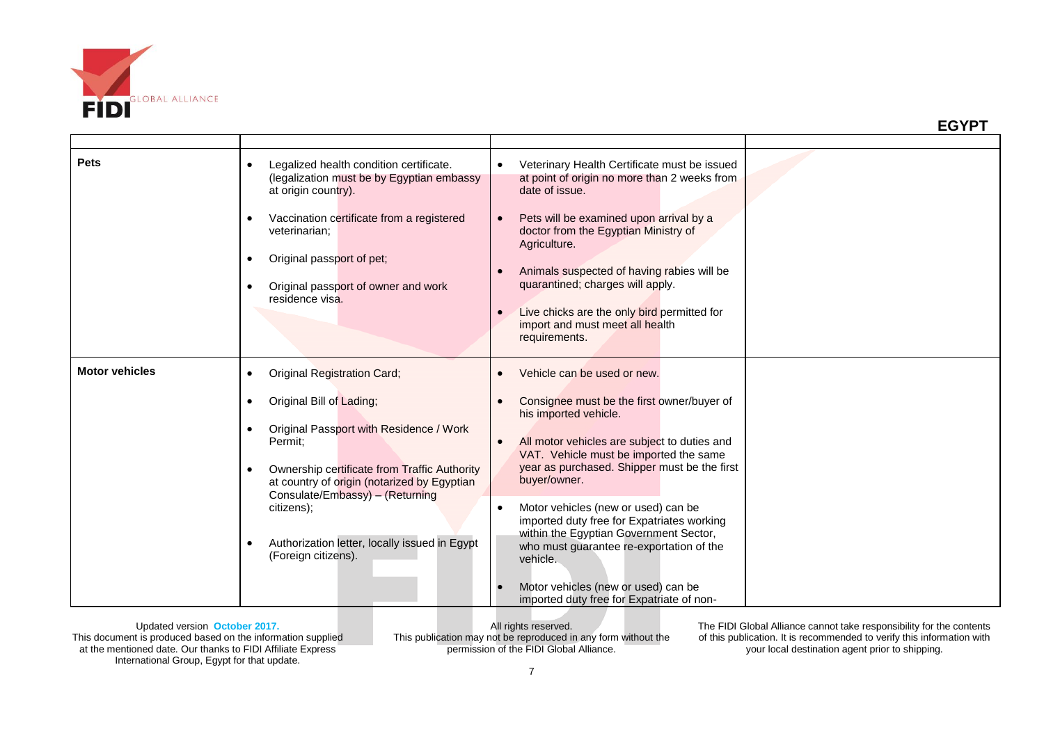# EGYPT

| | | | |
|---|---|---|---|
| **Pets** | • Legalized health condition certificate. (legalization must be by Egyptian embassy at origin country).<br><br>• Vaccination certificate from a registered veterinarian;<br><br>• Original passport of pet;<br><br>• Original passport of owner and work residence visa. | • Veterinary Health Certificate must be issued at point of origin no more than 2 weeks from date of issue.<br><br>• Pets will be examined upon arrival by a doctor from the Egyptian Ministry of Agriculture.<br><br>• Animals suspected of having rabies will be quarantined; charges will apply.<br><br>• Live chicks are the only bird permitted for import and must meet all health requirements. | |
| **Motor vehicles** | • Original Registration Card;<br><br>• Original Bill of Lading;<br><br>• Original Passport with Residence / Work Permit;<br><br>• Ownership certificate from Traffic Authority at country of origin (notarized by Egyptian Consulate/Embassy) – (Returning citizens);<br><br>• Authorization letter, locally issued in Egypt (Foreign citizens). | • Vehicle can be used or new.<br><br>• Consignee must be the first owner/buyer of his imported vehicle.<br><br>• All motor vehicles are subject to duties and VAT. Vehicle must be imported the same year as purchased. Shipper must be the first buyer/owner.<br><br>• Motor vehicles (new or used) can be imported duty free for Expatriates working within the Egyptian Government Sector, who must guarantee re-exportation of the vehicle.<br><br>• Motor vehicles (new or used) can be imported duty free for Expatriate of non- | |

Updated version **October 2017.**
This document is produced based on the information supplied at the mentioned date. Our thanks to FIDI Affiliate Express International Group, Egypt for that update.

All rights reserved.
This publication may not be reproduced in any form without the permission of the FIDI Global Alliance.

The FIDI Global Alliance cannot take responsibility for the contents of this publication. It is recommended to verify this information with your local destination agent prior to shipping.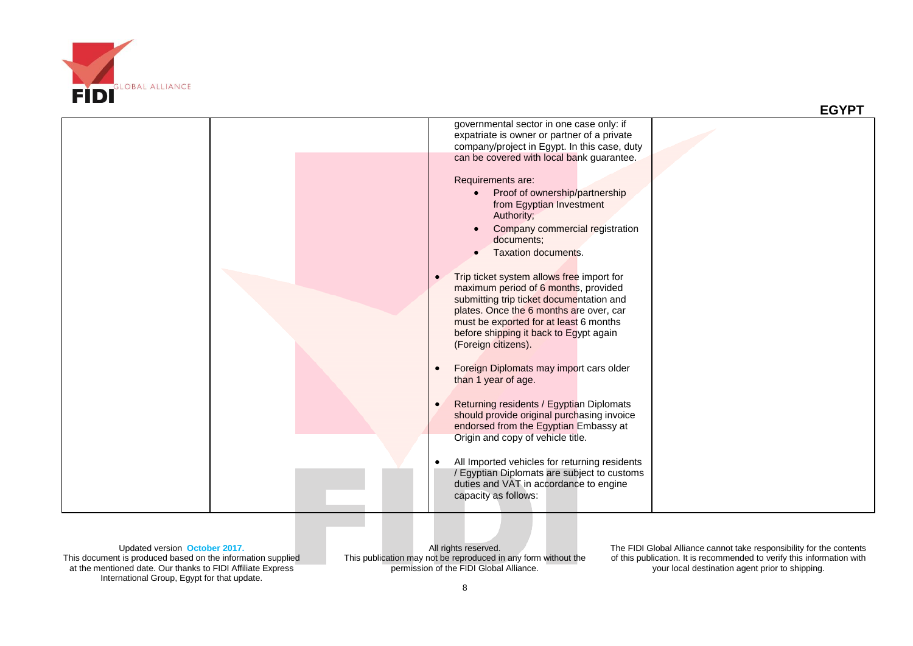| | | governmental sector in one case only: if expatriate is owner or partner of a private company/project in Egypt. In this case, duty can be covered with local bank guarantee.<br><br>Requirements are:<br>• Proof of ownership/partnership from Egyptian Investment Authority;<br>• Company commercial registration documents;<br>• Taxation documents.<br><br>• Trip ticket system allows free import for maximum period of 6 months, provided submitting trip ticket documentation and plates. Once the 6 months are over, car must be exported for at least 6 months before shipping it back to Egypt again (Foreign citizens).<br><br>• Foreign Diplomats may import cars older than 1 year of age.<br><br>• Returning residents / Egyptian Diplomats should provide original purchasing invoice endorsed from the Egyptian Embassy at Origin and copy of vehicle title.<br><br>• All Imported vehicles for returning residents / Egyptian Diplomats are subject to customs duties and VAT in accordance to engine capacity as follows: | |
|---|---|---|---|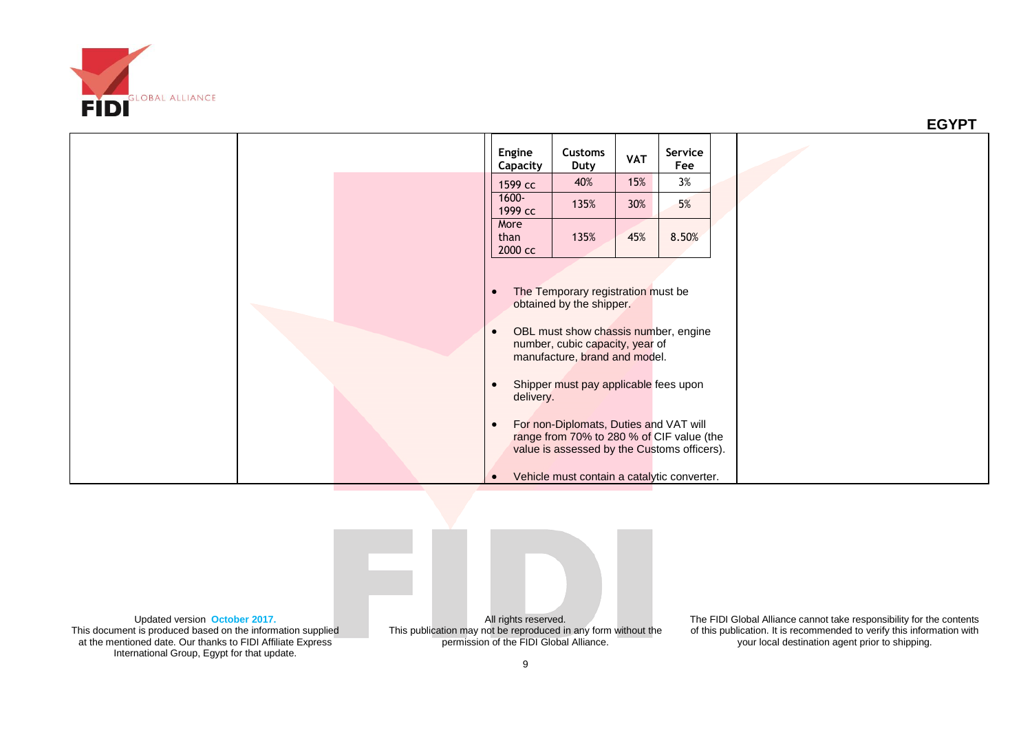| Engine Capacity | Customs Duty | VAT | Service Fee |
|---|---|---|---|
| 1599 cc | 40% | 15% | 3% |
| 1600-1999 cc | 135% | 30% | 5% |
| More than 2000 cc | 135% | 45% | 8.50% |

- The Temporary registration must be obtained by the shipper.
- OBL must show chassis number, engine number, cubic capacity, year of manufacture, brand and model.
- Shipper must pay applicable fees upon delivery.
- For non-Diplomats, Duties and VAT will range from 70% to 280 % of CIF value (the value is assessed by the Customs officers).
- Vehicle must contain a catalytic converter.

Updated version **October 2017.**
This document is produced based on the information supplied at the mentioned date. Our thanks to FIDI Affiliate Express International Group, Egypt for that update.

All rights reserved.
This publication may not be reproduced in any form without the permission of the FIDI Global Alliance.

The FIDI Global Alliance cannot take responsibility for the contents of this publication. It is recommended to verify this information with your local destination agent prior to shipping.